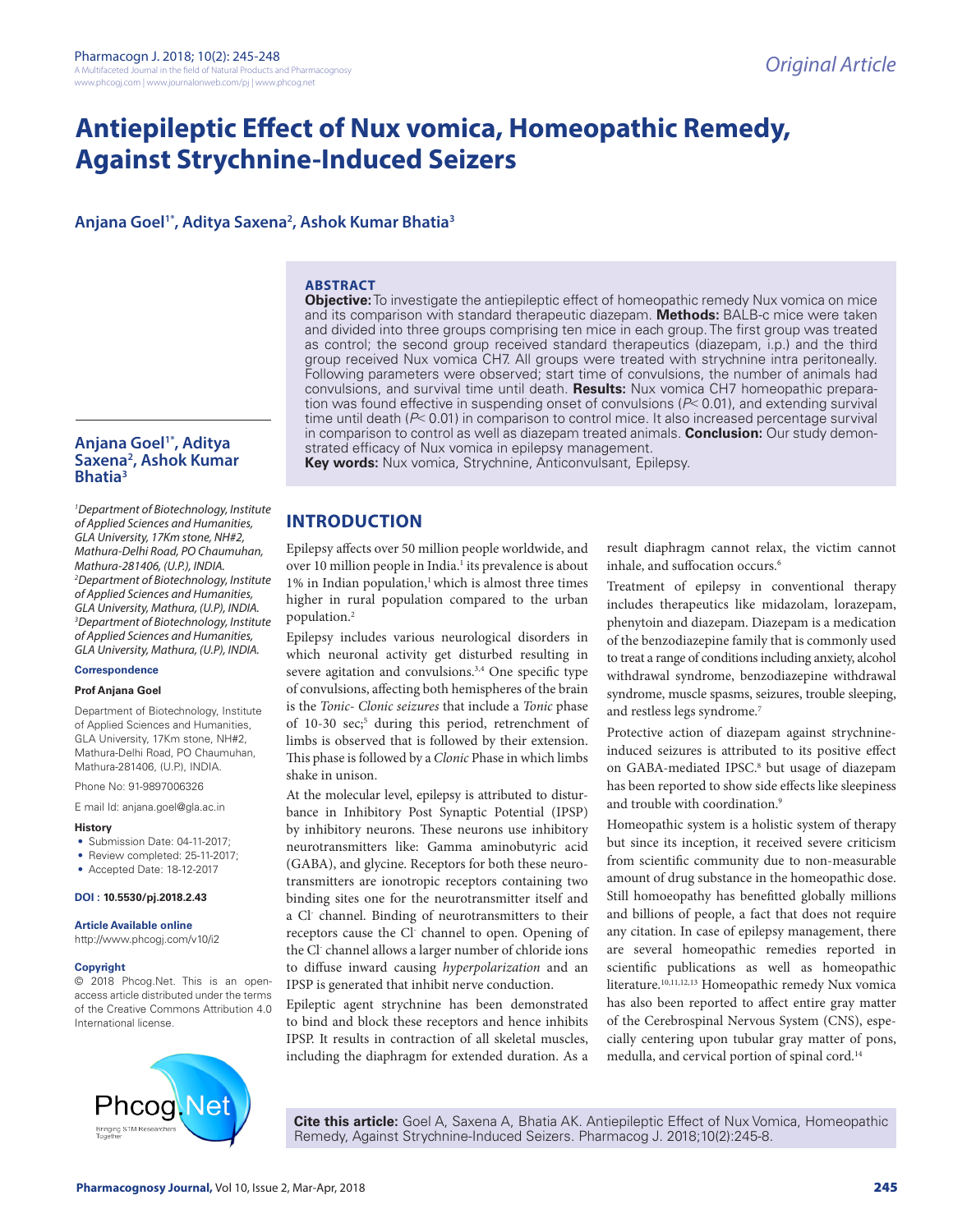# Antiepileptic Effect of Nux vomica, Homeopathic Remedy, Against Strychnine-Induced Seizers

**Anjana Goel[1*], Aditya Saxena[2], Ashok Kumar Bhatia[3]**

## ABSTRACT

**Objective:** To investigate the antiepileptic effect of homeopathic remedy Nux vomica on mice and its comparison with standard therapeutic diazepam. **Methods:** BALB-c mice were taken and divided into three groups comprising ten mice in each group. The first group was treated as control; the second group received standard therapeutics (diazepam, i.p.) and the third group received Nux vomica CH7. All groups were treated with strychnine intra peritoneally. Following parameters were observed; start time of convulsions, the number of animals had convulsions, and survival time until death. **Results:** Nux vomica CH7 homeopathic preparation was found effective in suspending onset of convulsions ($P< 0.01$), and extending survival time until death ($P< 0.01$) in comparison to control mice. It also increased percentage survival in comparison to control as well as diazepam treated animals. **Conclusion:** Our study demonstrated efficacy of Nux vomica in epilepsy management.

**Key words:** Nux vomica, Strychnine, Anticonvulsant, Epilepsy.

**Anjana Goel[1*], Aditya Saxena[2], Ashok Kumar Bhatia[3]**

*[1]Department of Biotechnology, Institute of Applied Sciences and Humanities, GLA University, 17Km stone, NH#2, Mathura-Delhi Road, PO Chaumuhan, Mathura-281406, (U.P.), INDIA.*
*[2]Department of Biotechnology, Institute of Applied Sciences and Humanities, GLA University, Mathura, (U.P), INDIA.*
*[3]Department of Biotechnology, Institute of Applied Sciences and Humanities, GLA University, Mathura, (U.P), INDIA.*

**Correspondence**

**Prof Anjana Goel**

Department of Biotechnology, Institute of Applied Sciences and Humanities, GLA University, 17Km stone, NH#2, Mathura-Delhi Road, PO Chaumuhan, Mathura-281406, (U.P.), INDIA.

Phone No: 91-9897006326

E mail Id: anjana.goel@gla.ac.in

**History**

- Submission Date: 04-11-2017;
- Review completed: 25-11-2017;
- Accepted Date: 18-12-2017

**DOI : 10.5530/pj.2018.2.43**

**Article Available online**

http://www.phcogj.com/v10/i2

**Copyright**

© 2018 Phcog.Net. This is an open-access article distributed under the terms of the Creative Commons Attribution 4.0 International license.

## INTRODUCTION

Epilepsy affects over 50 million people worldwide, and over 10 million people in India.[1] its prevalence is about 1% in Indian population,[1] which is almost three times higher in rural population compared to the urban population.[2]

Epilepsy includes various neurological disorders in which neuronal activity get disturbed resulting in severe agitation and convulsions.[3,4] One specific type of convulsions, affecting both hemispheres of the brain is the *Tonic- Clonic seizures* that include a *Tonic* phase of 10-30 sec;[5] during this period, retrenchment of limbs is observed that is followed by their extension. This phase is followed by a *Clonic* Phase in which limbs shake in unison.

At the molecular level, epilepsy is attributed to disturbance in Inhibitory Post Synaptic Potential (IPSP) by inhibitory neurons. These neurons use inhibitory neurotransmitters like: Gamma aminobutyric acid (GABA), and glycine. Receptors for both these neurotransmitters are ionotropic receptors containing two binding sites one for the neurotransmitter itself and a $Cl^-$ channel. Binding of neurotransmitters to their receptors cause the $Cl^-$ channel to open. Opening of the $Cl^-$ channel allows a larger number of chloride ions to diffuse inward causing *hyperpolarization* and an IPSP is generated that inhibit nerve conduction.

Epileptic agent strychnine has been demonstrated to bind and block these receptors and hence inhibits IPSP. It results in contraction of all skeletal muscles, including the diaphragm for extended duration. As a result diaphragm cannot relax, the victim cannot inhale, and suffocation occurs.[6]

Treatment of epilepsy in conventional therapy includes therapeutics like midazolam, lorazepam, phenytoin and diazepam. Diazepam is a medication of the benzodiazepine family that is commonly used to treat a range of conditions including anxiety, alcohol withdrawal syndrome, benzodiazepine withdrawal syndrome, muscle spasms, seizures, trouble sleeping, and restless legs syndrome.[7]

Protective action of diazepam against strychnine-induced seizures is attributed to its positive effect on GABA-mediated IPSC.[8] but usage of diazepam has been reported to show side effects like sleepiness and trouble with coordination.[9]

Homeopathic system is a holistic system of therapy but since its inception, it received severe criticism from scientific community due to non-measurable amount of drug substance in the homeopathic dose. Still homoeopathy has benefitted globally millions and billions of people, a fact that does not require any citation. In case of epilepsy management, there are several homeopathic remedies reported in scientific publications as well as homeopathic literature.[10,11,12,13] Homeopathic remedy Nux vomica has also been reported to affect entire gray matter of the Cerebrospinal Nervous System (CNS), especially centering upon tubular gray matter of pons, medulla, and cervical portion of spinal cord.[14]

**Cite this article:** Goel A, Saxena A, Bhatia AK. Antiepileptic Effect of Nux Vomica, Homeopathic Remedy, Against Strychnine-Induced Seizers. Pharmacog J. 2018;10(2):245-8.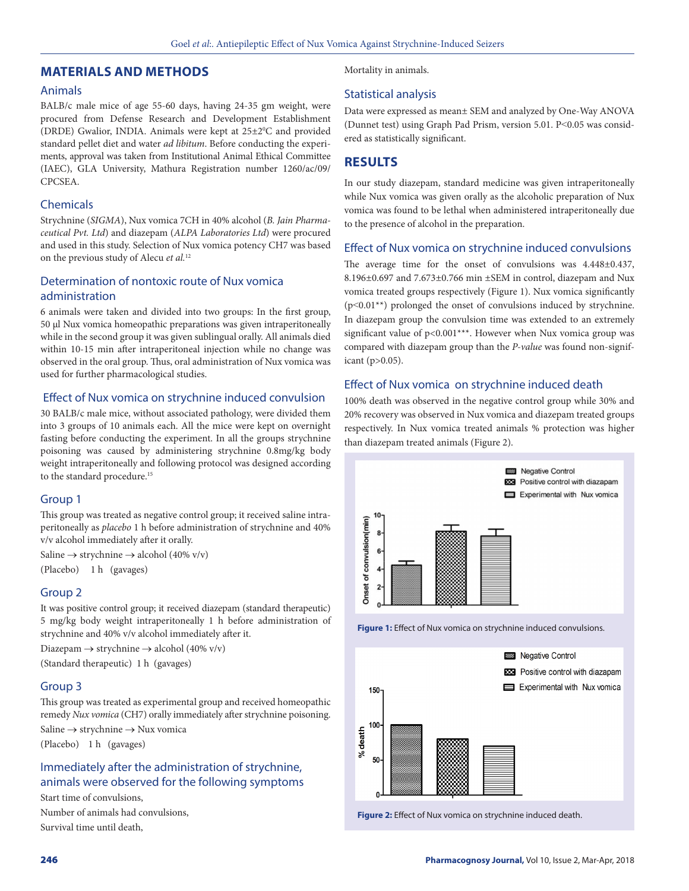## MATERIALS AND METHODS

### Animals

BALB/c male mice of age 55-60 days, having 24-35 gm weight, were procured from Defense Research and Development Establishment (DRDE) Gwalior, INDIA. Animals were kept at 25±2$^0$C and provided standard pellet diet and water *ad libitum*. Before conducting the experiments, approval was taken from Institutional Animal Ethical Committee (IAEC), GLA University, Mathura Registration number 1260/ac/09/CPCSEA.

### Chemicals

Strychnine (*SIGMA*), Nux vomica 7CH in 40% alcohol (*B. Jain Pharmaceutical Pvt. Ltd*) and diazepam (*ALPA Laboratories Ltd*) were procured and used in this study. Selection of Nux vomica potency CH7 was based on the previous study of Alecu *et al.*[12]

### Determination of nontoxic route of Nux vomica administration

6 animals were taken and divided into two groups: In the first group, 50 µl Nux vomica homeopathic preparations was given intraperitoneally while in the second group it was given sublingual orally. All animals died within 10-15 min after intraperitoneal injection while no change was observed in the oral group. Thus, oral administration of Nux vomica was used for further pharmacological studies.

### Effect of Nux vomica on strychnine induced convulsion

30 BALB/c male mice, without associated pathology, were divided them into 3 groups of 10 animals each. All the mice were kept on overnight fasting before conducting the experiment. In all the groups strychnine poisoning was caused by administering strychnine 0.8mg/kg body weight intraperitoneally and following protocol was designed according to the standard procedure.[15]

### Group 1

This group was treated as negative control group; it received saline intraperitoneally as *placebo* 1 h before administration of strychnine and 40% v/v alcohol immediately after it orally.

Saline → strychnine → alcohol (40% v/v)

(Placebo)   1 h   (gavages)

### Group 2

It was positive control group; it received diazepam (standard therapeutic) 5 mg/kg body weight intraperitoneally 1 h before administration of strychnine and 40% v/v alcohol immediately after it.

Diazepam → strychnine → alcohol (40% v/v)

(Standard therapeutic)  1 h  (gavages)

### Group 3

This group was treated as experimental group and received homeopathic remedy *Nux vomica* (CH7) orally immediately after strychnine poisoning.

Saline → strychnine → Nux vomica

(Placebo)   1 h   (gavages)

### Immediately after the administration of strychnine, animals were observed for the following symptoms

Start time of convulsions,

Number of animals had convulsions,

Survival time until death,

Mortality in animals.

### Statistical analysis

Data were expressed as mean± SEM and analyzed by One-Way ANOVA (Dunnet test) using Graph Pad Prism, version 5.01. P<0.05 was considered as statistically significant.

## RESULTS

In our study diazepam, standard medicine was given intraperitoneally while Nux vomica was given orally as the alcoholic preparation of Nux vomica was found to be lethal when administered intraperitoneally due to the presence of alcohol in the preparation.

### Effect of Nux vomica on strychnine induced convulsions

The average time for the onset of convulsions was 4.448±0.437, 8.196±0.697 and 7.673±0.766 min ±SEM in control, diazepam and Nux vomica treated groups respectively (Figure 1). Nux vomica significantly (p<0.01**) prolonged the onset of convulsions induced by strychnine. In diazepam group the convulsion time was extended to an extremely significant value of p<0.001***. However when Nux vomica group was compared with diazepam group than the *P-value* was found non-significant (p>0.05).

### Effect of Nux vomica on strychnine induced death

100% death was observed in the negative control group while 30% and 20% recovery was observed in Nux vomica and diazepam treated groups respectively. In Nux vomica treated animals % protection was higher than diazepam treated animals (Figure 2).

**Figure 1:** Effect of Nux vomica on strychnine induced convulsions.

**Figure 2:** Effect of Nux vomica on strychnine induced death.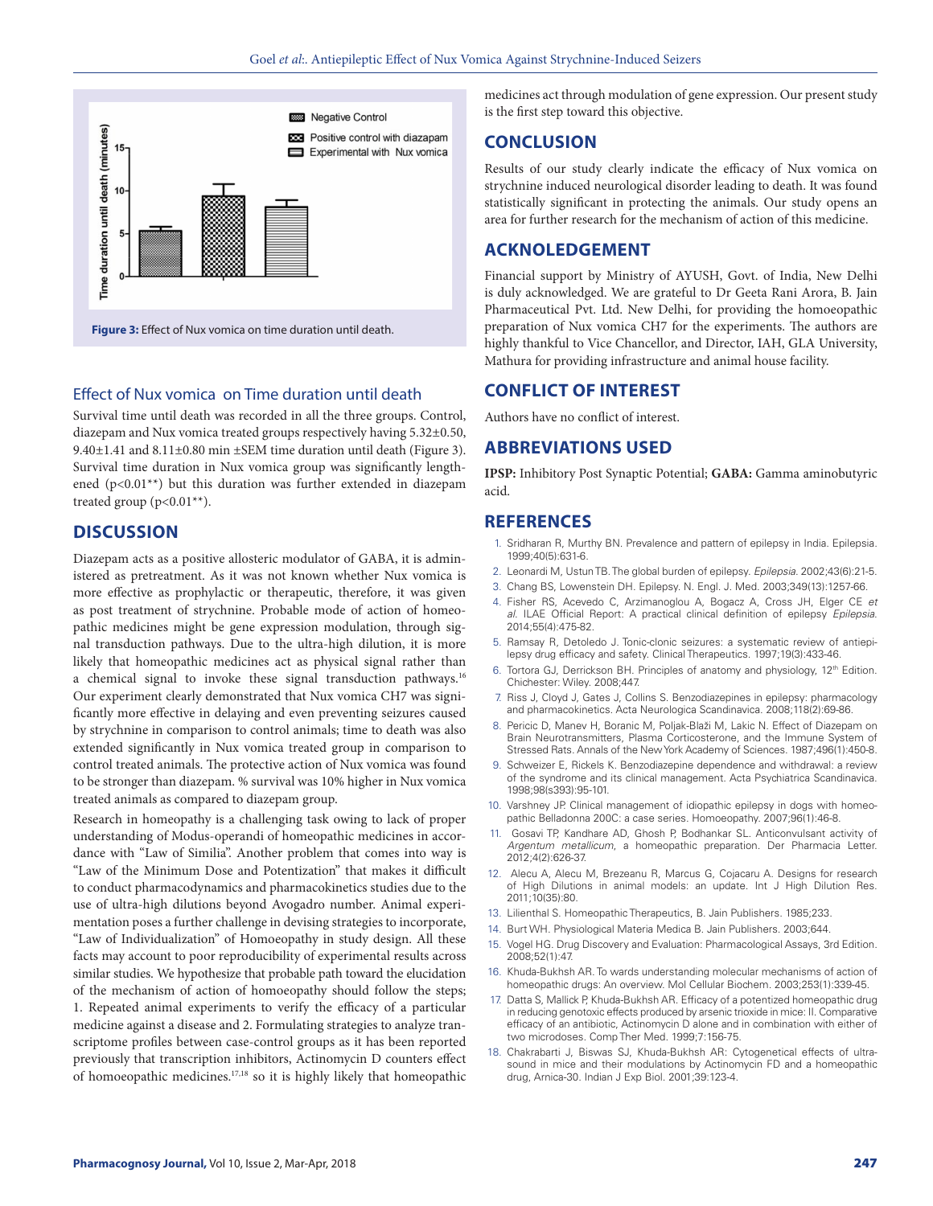Figure 3: Effect of Nux vomica on time duration until death.

### Effect of Nux vomica on Time duration until death

Survival time until death was recorded in all the three groups. Control, diazepam and Nux vomica treated groups respectively having 5.32±0.50, 9.40±1.41 and 8.11±0.80 min ±SEM time duration until death (Figure 3). Survival time duration in Nux vomica group was significantly lengthened (p<0.01**) but this duration was further extended in diazepam treated group (p<0.01**).

## DISCUSSION

Diazepam acts as a positive allosteric modulator of GABA, it is administered as pretreatment. As it was not known whether Nux vomica is more effective as prophylactic or therapeutic, therefore, it was given as post treatment of strychnine. Probable mode of action of homeopathic medicines might be gene expression modulation, through signal transduction pathways. Due to the ultra-high dilution, it is more likely that homeopathic medicines act as physical signal rather than a chemical signal to invoke these signal transduction pathways.[16] Our experiment clearly demonstrated that Nux vomica CH7 was significantly more effective in delaying and even preventing seizures caused by strychnine in comparison to control animals; time to death was also extended significantly in Nux vomica treated group in comparison to control treated animals. The protective action of Nux vomica was found to be stronger than diazepam. % survival was 10% higher in Nux vomica treated animals as compared to diazepam group.

Research in homeopathy is a challenging task owing to lack of proper understanding of Modus-operandi of homeopathic medicines in accordance with "Law of Similia". Another problem that comes into way is "Law of the Minimum Dose and Potentization" that makes it difficult to conduct pharmacodynamics and pharmacokinetics studies due to the use of ultra-high dilutions beyond Avogadro number. Animal experimentation poses a further challenge in devising strategies to incorporate, "Law of Individualization" of Homoeopathy in study design. All these facts may account to poor reproducibility of experimental results across similar studies. We hypothesize that probable path toward the elucidation of the mechanism of action of homoeopathy should follow the steps; 1. Repeated animal experiments to verify the efficacy of a particular medicine against a disease and 2. Formulating strategies to analyze transcriptome profiles between case-control groups as it has been reported previously that transcription inhibitors, Actinomycin D counters effect of homoeopathic medicines.[17,18] so it is highly likely that homeopathic medicines act through modulation of gene expression. Our present study is the first step toward this objective.

## CONCLUSION

Results of our study clearly indicate the efficacy of Nux vomica on strychnine induced neurological disorder leading to death. It was found statistically significant in protecting the animals. Our study opens an area for further research for the mechanism of action of this medicine.

## ACKNOLEDGEMENT

Financial support by Ministry of AYUSH, Govt. of India, New Delhi is duly acknowledged. We are grateful to Dr Geeta Rani Arora, B. Jain Pharmaceutical Pvt. Ltd. New Delhi, for providing the homoeopathic preparation of Nux vomica CH7 for the experiments. The authors are highly thankful to Vice Chancellor, and Director, IAH, GLA University, Mathura for providing infrastructure and animal house facility.

## CONFLICT OF INTEREST

Authors have no conflict of interest.

## ABBREVIATIONS USED

**IPSP:** Inhibitory Post Synaptic Potential; **GABA:** Gamma aminobutyric acid.

## REFERENCES

1. Sridharan R, Murthy BN. Prevalence and pattern of epilepsy in India. Epilepsia. 1999;40(5):631-6.
2. Leonardi M, Ustun TB. The global burden of epilepsy. *Epilepsia*. 2002;43(6):21-5.
3. Chang BS, Lowenstein DH. Epilepsy. N. Engl. J. Med. 2003;349(13):1257-66.
4. Fisher RS, Acevedo C, Arzimanoglou A, Bogacz A, Cross JH, Elger CE *et al*. ILAE Official Report: A practical clinical definition of epilepsy *Epilepsia*. 2014;55(4):475-82.
5. Ramsay R, Detoledo J. Tonic-clonic seizures: a systematic review of antiepilepsy drug efficacy and safety. Clinical Therapeutics. 1997;19(3):433-46.
6. Tortora GJ, Derrickson BH. Principles of anatomy and physiology, 12th Edition. Chichester: Wiley. 2008;447.
7. Riss J, Cloyd J, Gates J, Collins S. Benzodiazepines in epilepsy: pharmacology and pharmacokinetics. Acta Neurologica Scandinavica. 2008;118(2):69-86.
8. Pericic D, Manev H, Boranic M, Poljak-Blaži M, Lakic N. Effect of Diazepam on Brain Neurotransmitters, Plasma Corticosterone, and the Immune System of Stressed Rats. Annals of the New York Academy of Sciences. 1987;496(1):450-8.
9. Schweizer E, Rickels K. Benzodiazepine dependence and withdrawal: a review of the syndrome and its clinical management. Acta Psychiatrica Scandinavica. 1998;98(s393):95-101.
10. Varshney JP. Clinical management of idiopathic epilepsy in dogs with homeopathic Belladonna 200C: a case series. Homoeopathy. 2007;96(1):46-8.
11. Gosavi TP, Kandhare AD, Ghosh P, Bodhankar SL. Anticonvulsant activity of *Argentum metallicum*, a homeopathic preparation. Der Pharmacia Letter. 2012;4(2):626-37.
12. Alecu A, Alecu M, Brezeanu R, Marcus G, Cojacaru A. Designs for research of High Dilutions in animal models: an update. Int J High Dilution Res. 2011;10(35):80.
13. Lilienthal S. Homeopathic Therapeutics, B. Jain Publishers. 1985;233.
14. Burt WH. Physiological Materia Medica B. Jain Publishers. 2003;644.
15. Vogel HG. Drug Discovery and Evaluation: Pharmacological Assays, 3rd Edition. 2008;52(1):47.
16. Khuda-Bukhsh AR. To wards understanding molecular mechanisms of action of homeopathic drugs: An overview. Mol Cellular Biochem. 2003;253(1):339-45.
17. Datta S, Mallick P, Khuda-Bukhsh AR. Efficacy of a potentized homeopathic drug in reducing genotoxic effects produced by arsenic trioxide in mice: II. Comparative efficacy of an antibiotic, Actinomycin D alone and in combination with either of two microdoses. Comp Ther Med. 1999;7:156-75.
18. Chakrabarti J, Biswas SJ, Khuda-Bukhsh AR: Cytogenetical effects of ultrasound in mice and their modulations by Actinomycin FD and a homeopathic drug, Arnica-30. Indian J Exp Biol. 2001;39:123-4.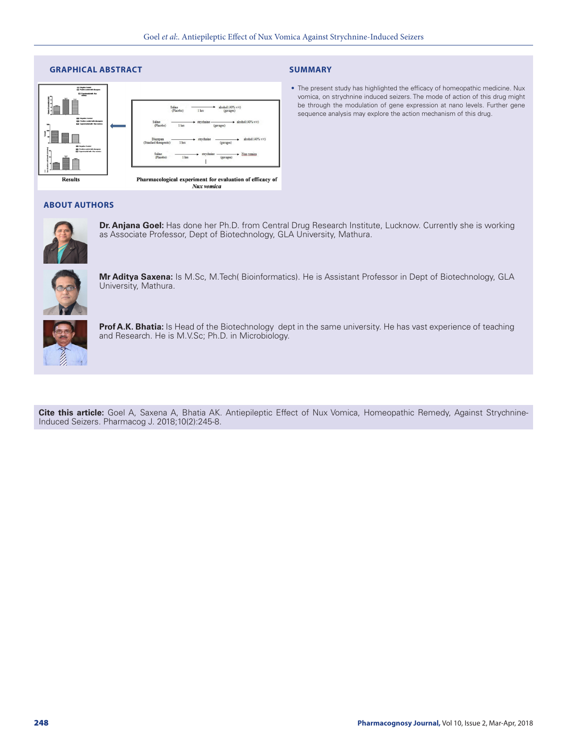## GRAPHICAL ABSTRACT

Results

Pharmacological experiment for evaluation of efficacy of *Nux vomica*

Saline (Placebo) → 1 hrs → alcohol (40% v/v) (gavage)

Saline (Placebo) → 1 hrs → strychnine → (gavage) → alcohol (40% v/v)

Diazepam (Standard therapeutic) → 1 hrs → strychnine → (gavage) → alcohol (40% v/v)

Saline (Placebo) → 1 hrs → strychnine → (gavage) → Nux vomica

## SUMMARY

- The present study has highlighted the efficacy of homeopathic medicine. Nux vomica, on strychnine induced seizers. The mode of action of this drug might be through the modulation of gene expression at nano levels. Further gene sequence analysis may explore the action mechanism of this drug.

## ABOUT AUTHORS

**Dr. Anjana Goel:** Has done her Ph.D. from Central Drug Research Institute, Lucknow. Currently she is working as Associate Professor, Dept of Biotechnology, GLA University, Mathura.

**Mr Aditya Saxena:** Is M.Sc, M.Tech( Bioinformatics). He is Assistant Professor in Dept of Biotechnology, GLA University, Mathura.

**Prof A.K. Bhatia:** Is Head of the Biotechnology dept in the same university. He has vast experience of teaching and Research. He is M.V.Sc; Ph.D. in Microbiology.

**Cite this article:** Goel A, Saxena A, Bhatia AK. Antiepileptic Effect of Nux Vomica, Homeopathic Remedy, Against Strychnine-Induced Seizers. Pharmacog J. 2018;10(2):245-8.